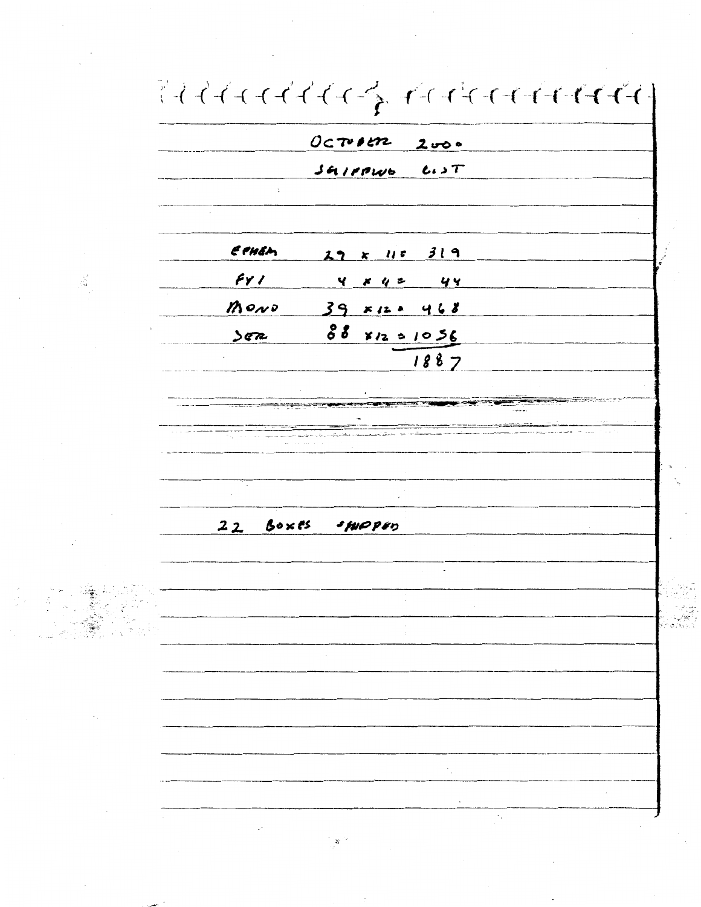OCTOBER 2000

SHIPPING LIST

| | |
|---|---|
| EPHEM | 29 x 11 = 319 |
| FYI | 4 x 4 = 44 |
| MONO | 39 x 12 = 468 |
| SER | 88 x 12 = 1056 |
| | 1887 |

22 BOXES SHIPPED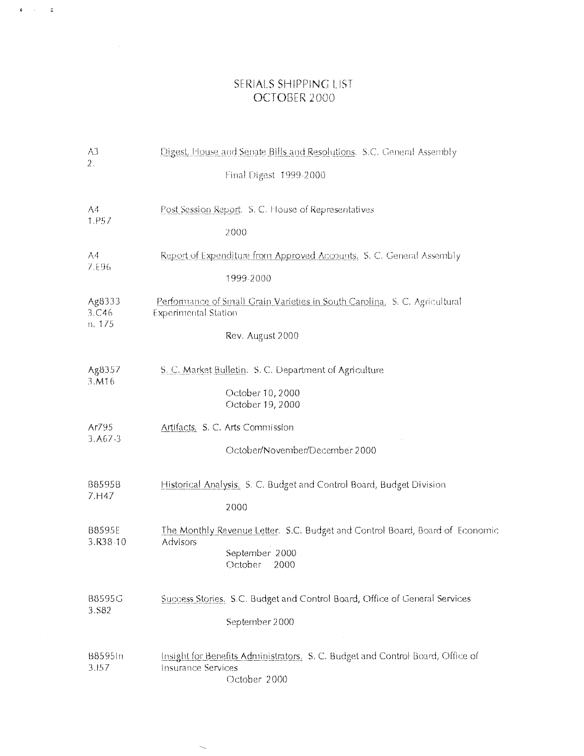# SERIALS SHIPPING LIST
# OCTOBER 2000

A3
2.
Digest, House and Senate Bills and Resolutions. S.C. General Assembly

Final Digest 1999-2000

A4
1.P57
Post Session Report. S. C. House of Representatives

2000

A4
7.E96
Report of Expenditure from Approved Accounts. S. C. General Assembly

1999-2000

Ag8333
3.C46
n. 175
Performance of Small Grain Varieties in South Carolina. S. C. Agricultural Experimental Station

Rev. August 2000

Ag8357
3.M16
S. C. Market Bulletin. S. C. Department of Agriculture

October 10, 2000
October 19, 2000

Ar795
3.A67-3
Artifacts. S. C. Arts Commission

October/November/December 2000

B8595B
7.H47
Historical Analysis. S. C. Budget and Control Board, Budget Division

2000

B8595E
3.R38-10
The Monthly Revenue Letter. S.C. Budget and Control Board, Board of Economic Advisors

September 2000
October 2000

B8595G
3.S82
Success Stories. S.C. Budget and Control Board, Office of General Services

September 2000

B8595In
3.I57
Insight for Benefits Administrators. S. C. Budget and Control Board, Office of Insurance Services

October 2000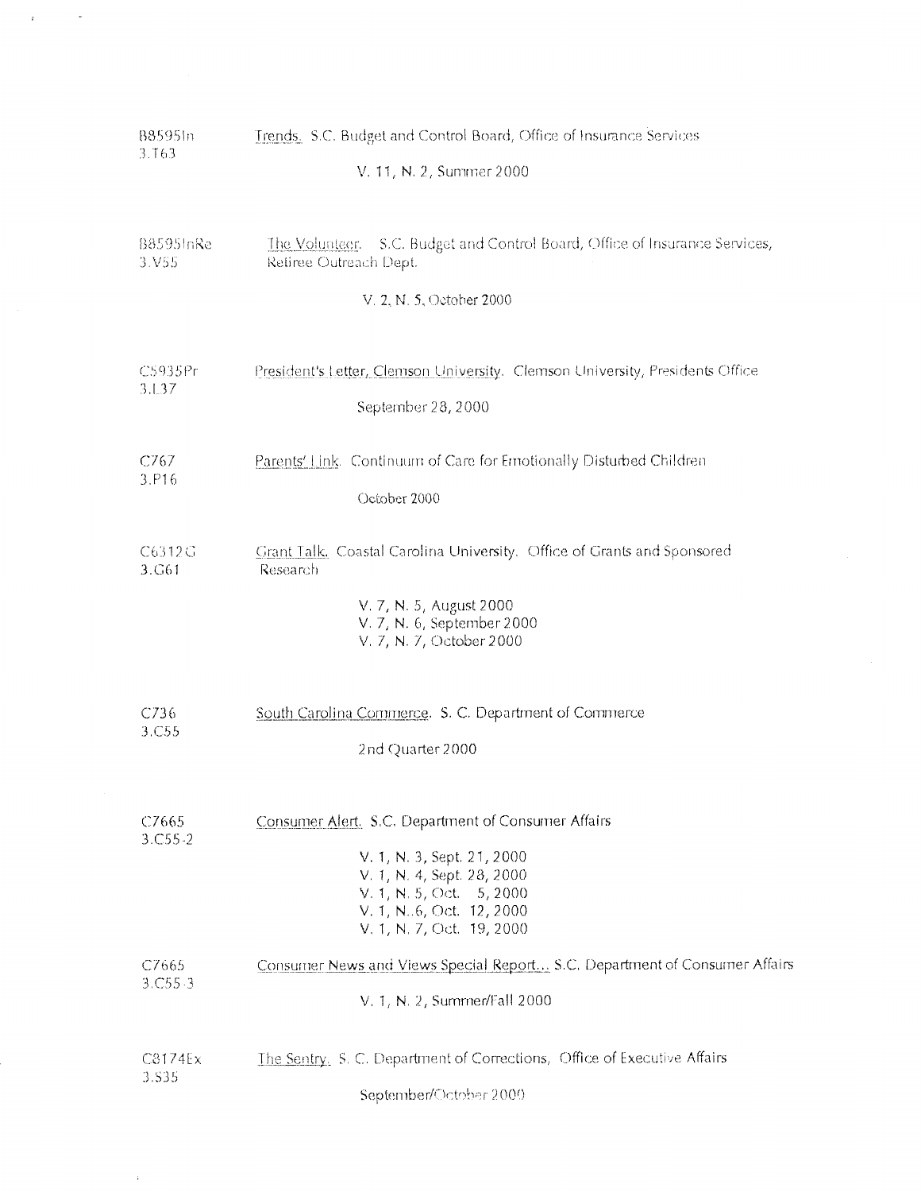B8595In
3.T63

Trends. S.C. Budget and Control Board, Office of Insurance Services

V. 11, N. 2, Summer 2000

B8595InRe
3.V55

The Volunteer. S.C. Budget and Control Board, Office of Insurance Services, Retiree Outreach Dept.

V. 2, N. 5, October 2000

C5935Pr
3.L37

President's Letter, Clemson University. Clemson University, Presidents Office

September 28, 2000

C767
3.P16

Parents' Link. Continuum of Care for Emotionally Disturbed Children

October 2000

C6312G
3.G61

Grant Talk. Coastal Carolina University. Office of Grants and Sponsored Research

V. 7, N. 5, August 2000
V. 7, N. 6, September 2000
V. 7, N. 7, October 2000

C736
3.C55

South Carolina Commerce. S. C. Department of Commerce

2nd Quarter 2000

C7665
3.C55-2

Consumer Alert. S.C. Department of Consumer Affairs

V. 1, N. 3, Sept. 21, 2000
V. 1, N. 4, Sept. 28, 2000
V. 1, N. 5, Oct. 5, 2000
V. 1, N. 6, Oct. 12, 2000
V. 1, N. 7, Oct. 19, 2000

C7665
3.C55-3

Consumer News and Views Special Report... S.C. Department of Consumer Affairs

V. 1, N. 2, Summer/Fall 2000

C8174Ex
3.S35

The Sentry. S. C. Department of Corrections, Office of Executive Affairs

September/October 2000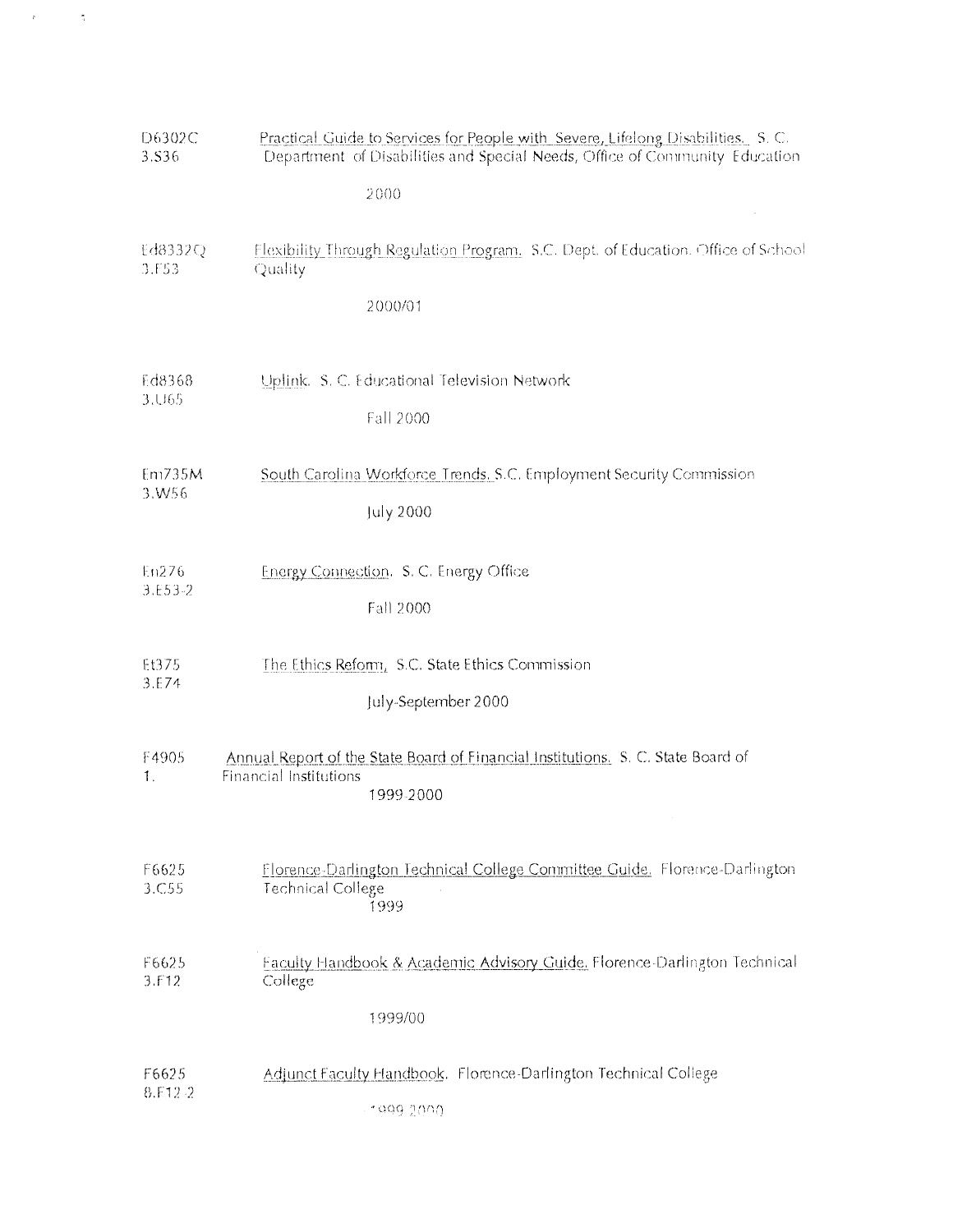D6302C
3.S36

Practical Guide to Services for People with Severe, Lifelong Disabilities. S. C. Department of Disabilities and Special Needs, Office of Community Education

2000

Ed8332Q
3.F53

Flexibility Through Regulation Program. S.C. Dept. of Education. Office of School Quality

2000/01

Ed8368
3.U65

Uplink. S. C. Educational Television Network

Fall 2000

Em735M
3.W56

South Carolina Workforce Trends. S.C. Employment Security Commission

July 2000

En276
3.E53-2

Energy Connection. S. C. Energy Office

Fall 2000

Et375
3.E74

The Ethics Reform, S.C. State Ethics Commission

July-September 2000

F4905
1.

Annual Report of the State Board of Financial Institutions. S. C. State Board of Financial Institutions

1999-2000

F6625
3.C55

Florence-Darlington Technical College Committee Guide. Florence-Darlington Technical College

1999

F6625
3.F12

Faculty Handbook & Academic Advisory Guide. Florence-Darlington Technical College

1999/00

F6625
8.F12-2

Adjunct Faculty Handbook. Florence-Darlington Technical College

1999-2000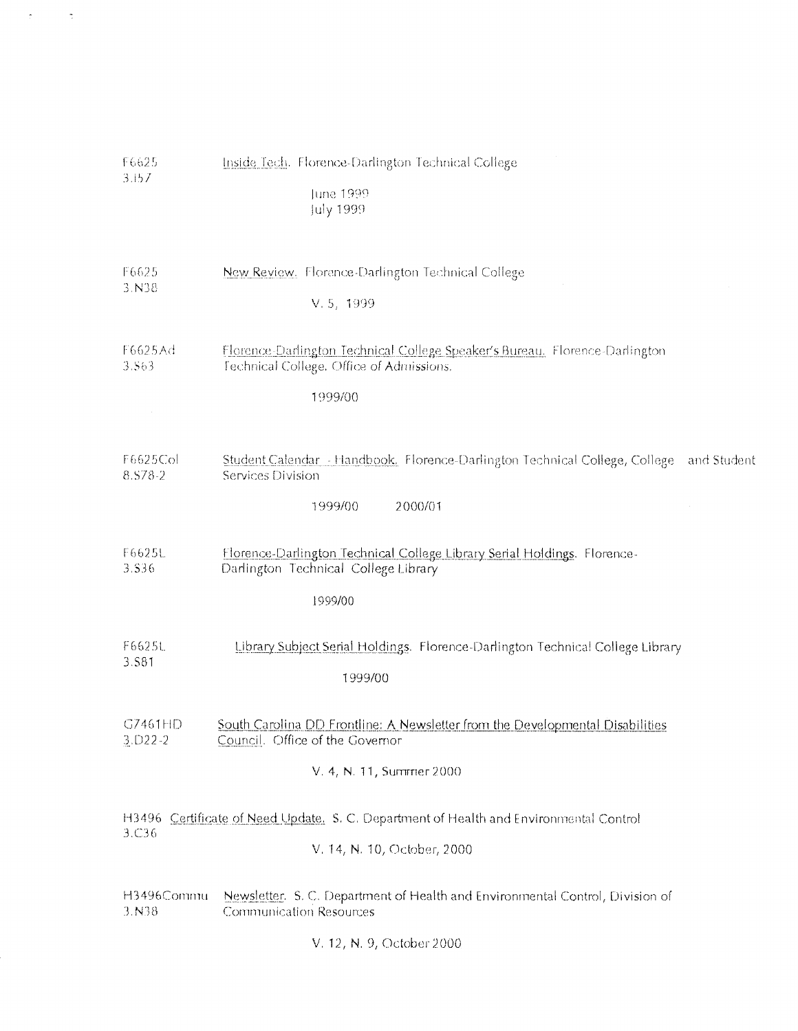F6625
3.I57

Inside Tech. Florence-Darlington Technical College

June 1999
July 1999

F6625
3.N38

New Review. Florence-Darlington Technical College

V. 5, 1999

F6625Ad
3.S63

Florence-Darlington Technical College Speaker's Bureau. Florence-Darlington Technical College. Office of Admissions.

1999/00

F6625Col
8.S78-2

Student Calendar - Handbook. Florence-Darlington Technical College, College and Student Services Division

1999/00 2000/01

F6625L
3.S36

Florence-Darlington Technical College Library Serial Holdings. Florence-Darlington Technical College Library

1999/00

F6625L
3.S81

Library Subject Serial Holdings. Florence-Darlington Technical College Library

1999/00

G7461HD
3.D22-2

South Carolina DD Frontline: A Newsletter from the Developmental Disabilities Council. Office of the Governor

V. 4, N. 11, Summer 2000

H3496
3.C36

Certificate of Need Update. S. C. Department of Health and Environmental Control

V. 14, N. 10, October, 2000

H3496Commu
3.N38

Newsletter. S. C. Department of Health and Environmental Control, Division of Communication Resources

V. 12, N. 9, October 2000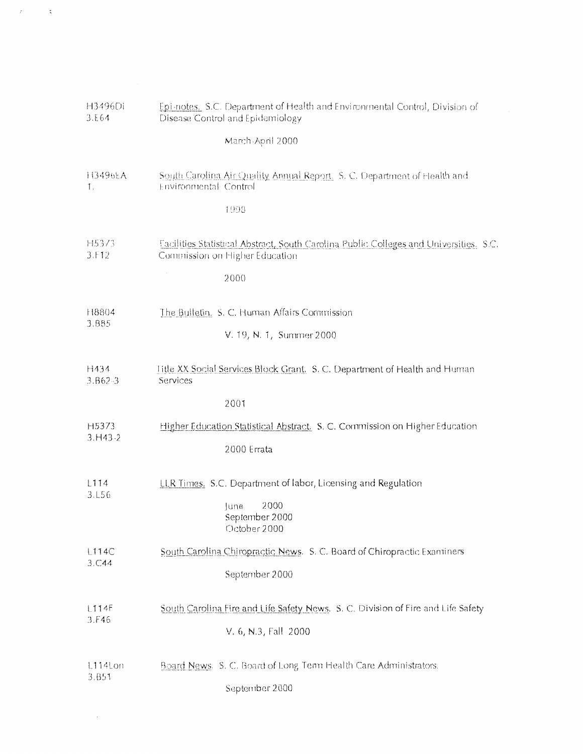H3496Di
3.E64

Epi-notes. S.C. Department of Health and Environmental Control, Division of Disease Control and Epidemiology

March-April 2000

H3496EA
1.

South Carolina Air Quality Annual Report. S. C. Department of Health and Environmental Control

1998

H5373
3.F12

Facilities Statistical Abstract, South Carolina Public Colleges and Universities. S.C. Commission on Higher Education

2000

H8804
3.B85

The Bulletin. S. C. Human Affairs Commission

V. 19, N. 1, Summer 2000

H434
3.B62-3

Title XX Social Services Block Grant. S. C. Department of Health and Human Services

2001

H5373
3.H43-2

Higher Education Statistical Abstract. S. C. Commission on Higher Education

2000 Errata

L114
3.L56

LLR Times. S.C. Department of labor, Licensing and Regulation

June 2000
September 2000
October 2000

L114C
3.C44

South Carolina Chiropractic News. S. C. Board of Chiropractic Examiners

September 2000

L114F
3.F46

South Carolina Fire and Life Safety News. S. C. Division of Fire and Life Safety

V. 6, N.3, Fall 2000

L114Lon
3.B51

Board News. S. C. Board of Long Term Health Care Administrators.

September 2000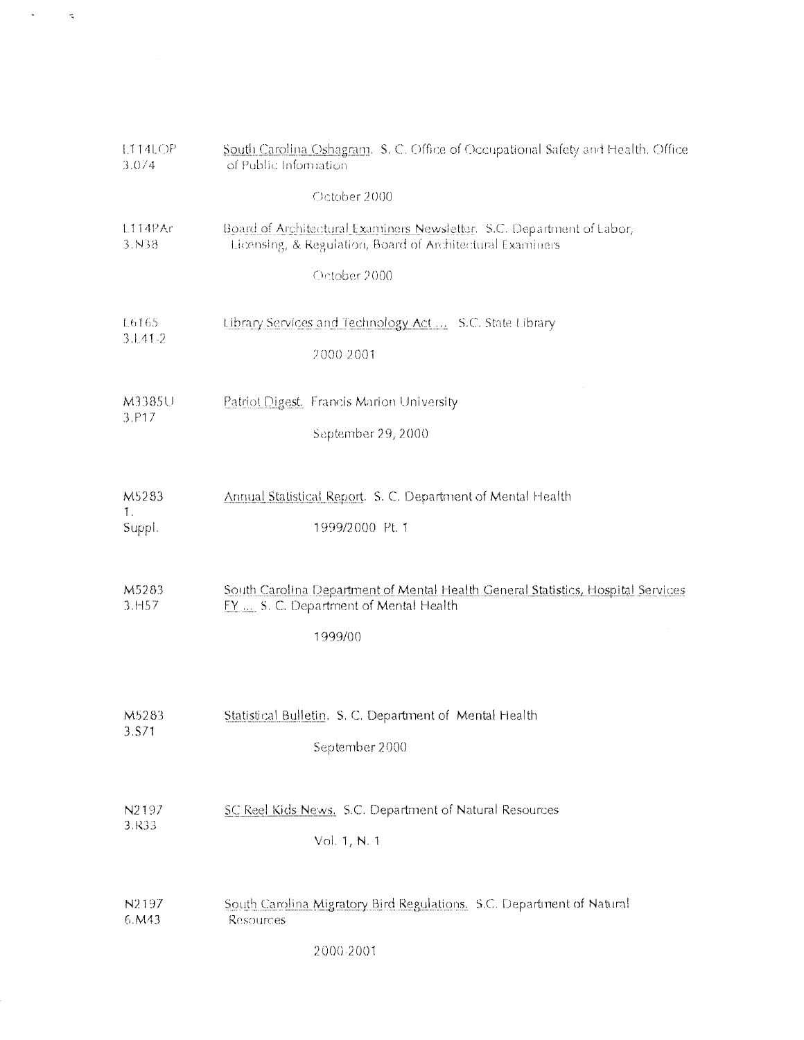| | |
|---|---|
| L114LOP<br>3.O74 | South Carolina Oshagram. S. C. Office of Occupational Safety and Health. Office of Public Information<br><br>October 2000 |
| L114PAr<br>3.N38 | Board of Architectural Examiners Newsletter. S.C. Department of Labor, Licensing, & Regulation, Board of Architectural Examiners<br><br>October 2000 |
| L6165<br>3.L41-2 | Library Services and Technology Act ... S.C. State Library<br><br>2000-2001 |
| M3385U<br>3.P17 | Patriot Digest. Francis Marion University<br><br>September 29, 2000 |
| M5283<br>1.<br>Suppl. | Annual Statistical Report. S. C. Department of Mental Health<br><br>1999/2000 Pt. 1 |
| M5283<br>3.H57 | South Carolina Department of Mental Health General Statistics, Hospital Services FY ... S. C. Department of Mental Health<br><br>1999/00 |
| M5283<br>3.S71 | Statistical Bulletin. S. C. Department of Mental Health<br><br>September 2000 |
| N2197<br>3.R33 | SC Reel Kids News. S.C. Department of Natural Resources<br><br>Vol. 1, N. 1 |
| N2197<br>6.M43 | South Carolina Migratory Bird Regulations. S.C. Department of Natural Resources<br><br>2000-2001 |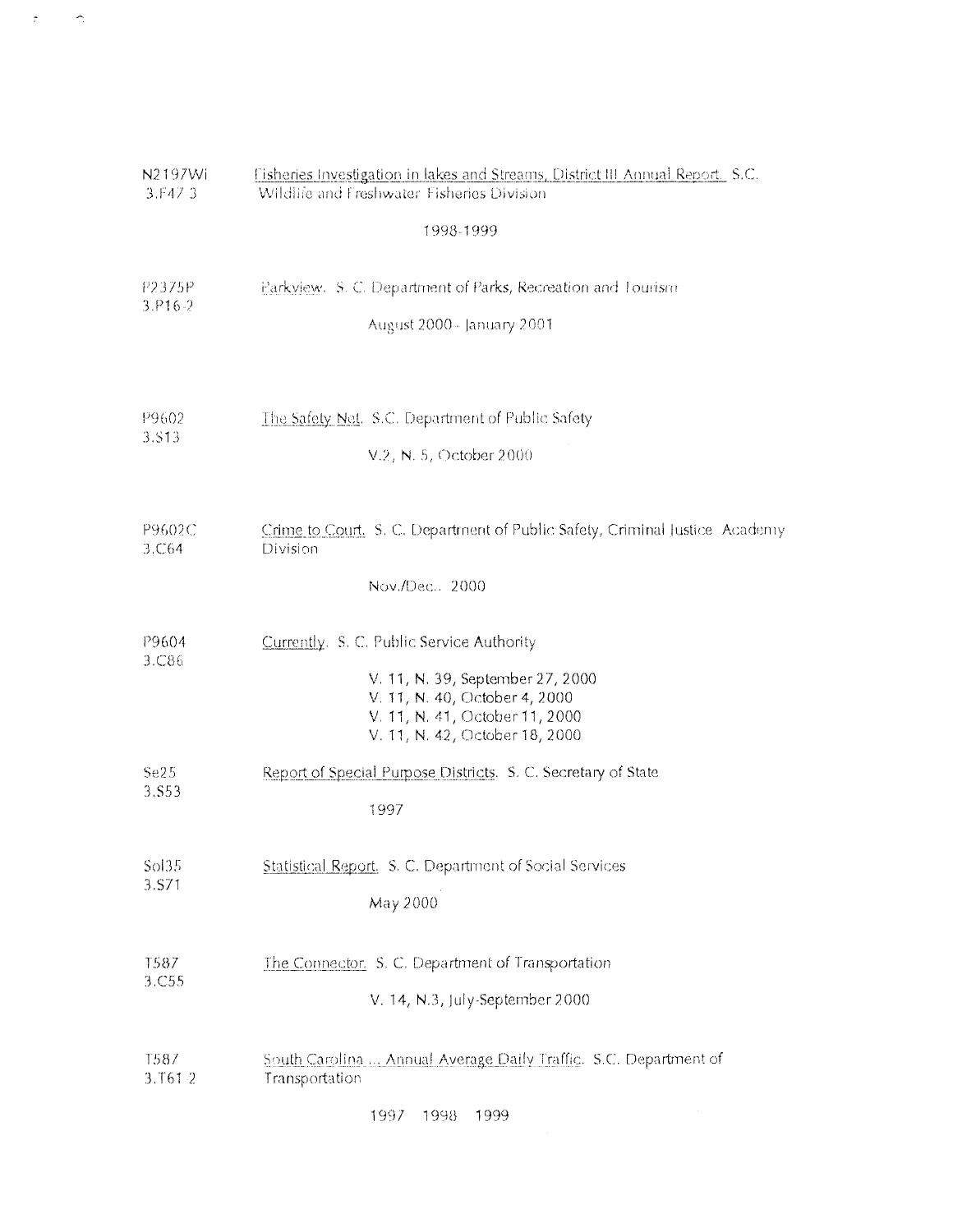N2197Wi
3.F47 3

Fisheries Investigation in lakes and Streams, District III Annual Report. S.C. Wildlife and Freshwater Fisheries Division

1998-1999

P2375P
3.P16-2

Parkview. S. C. Department of Parks, Recreation and Tourism

August 2000 - January 2001

P9602
3.S13

The Safety Net. S.C. Department of Public Safety

V.2, N. 5, October 2000

P9602C
3.C64

Crime to Court. S. C. Department of Public Safety, Criminal Justice Academy Division

Nov./Dec.. 2000

P9604
3.C86

Currently. S. C. Public Service Authority

V. 11, N. 39, September 27, 2000
V. 11, N. 40, October 4, 2000
V. 11, N. 41, October 11, 2000
V. 11, N. 42, October 18, 2000

Se25
3.S53

Report of Special Purpose Districts. S. C. Secretary of State

1997

Sol35
3.S71

Statistical Report. S. C. Department of Social Services

May 2000

T587
3.C55

The Connector. S. C. Department of Transportation

V. 14, N.3, July-September 2000

T587
3.T61-2

South Carolina ... Annual Average Daily Traffic. S.C. Department of Transportation

1997 1998 1999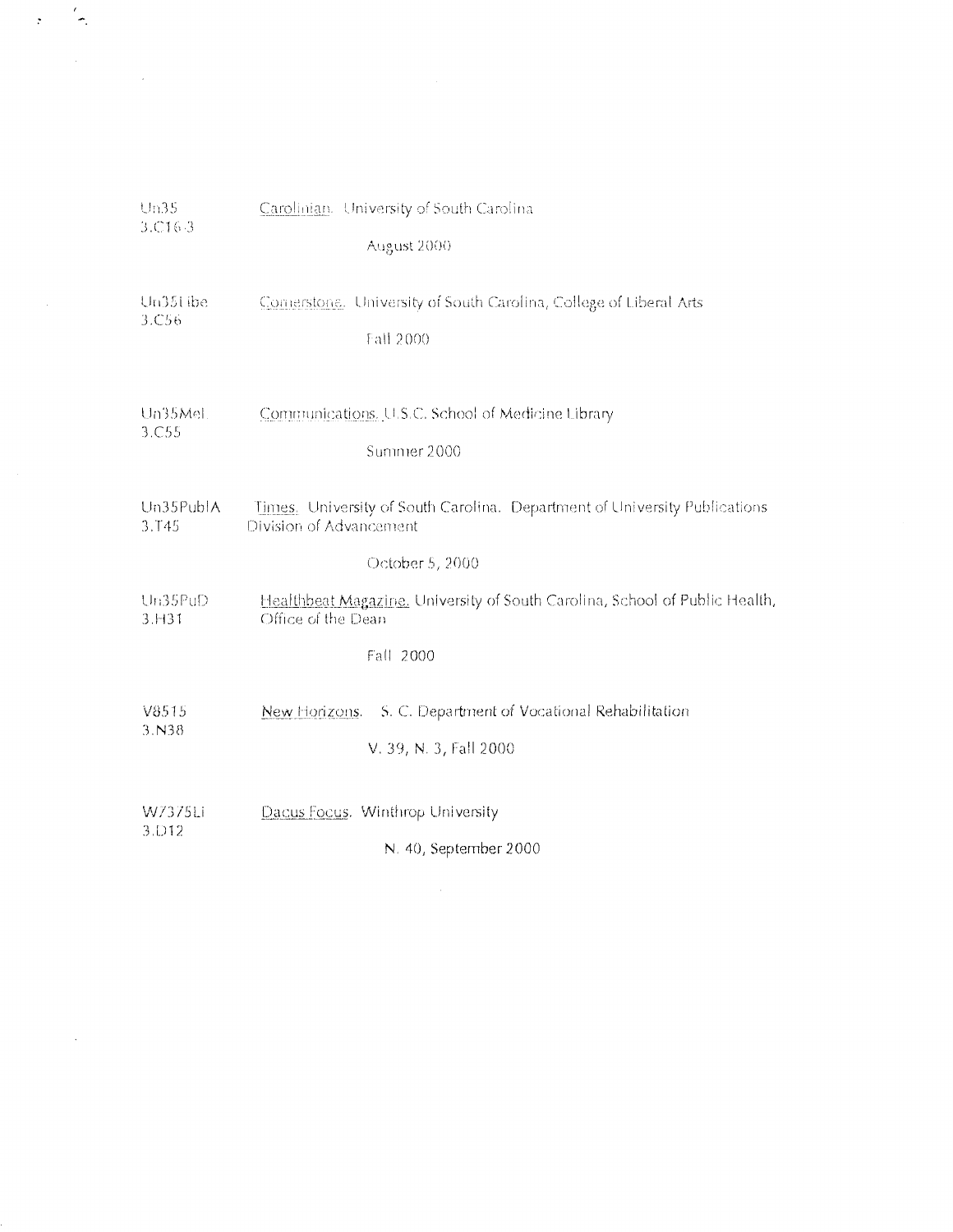Un35
3.C16-3

Carolinian. University of South Carolina

August 2000

Un35Libe
3.C56

Cornerstone. University of South Carolina, College of Liberal Arts

Fall 2000

Un35Mel
3.C55

Communications. U.S.C. School of Medicine Library

Summer 2000

Un35PublA
3.T45

Times. University of South Carolina. Department of University Publications Division of Advancement

October 5, 2000

Un35PuD
3.H31

Healthbeat Magazine. University of South Carolina, School of Public Health, Office of the Dean

Fall 2000

V8515
3.N38

New Horizons. S. C. Department of Vocational Rehabilitation

V. 39, N. 3, Fall 2000

W7375Li
3.D12

Dacus Focus. Winthrop University

N. 40, September 2000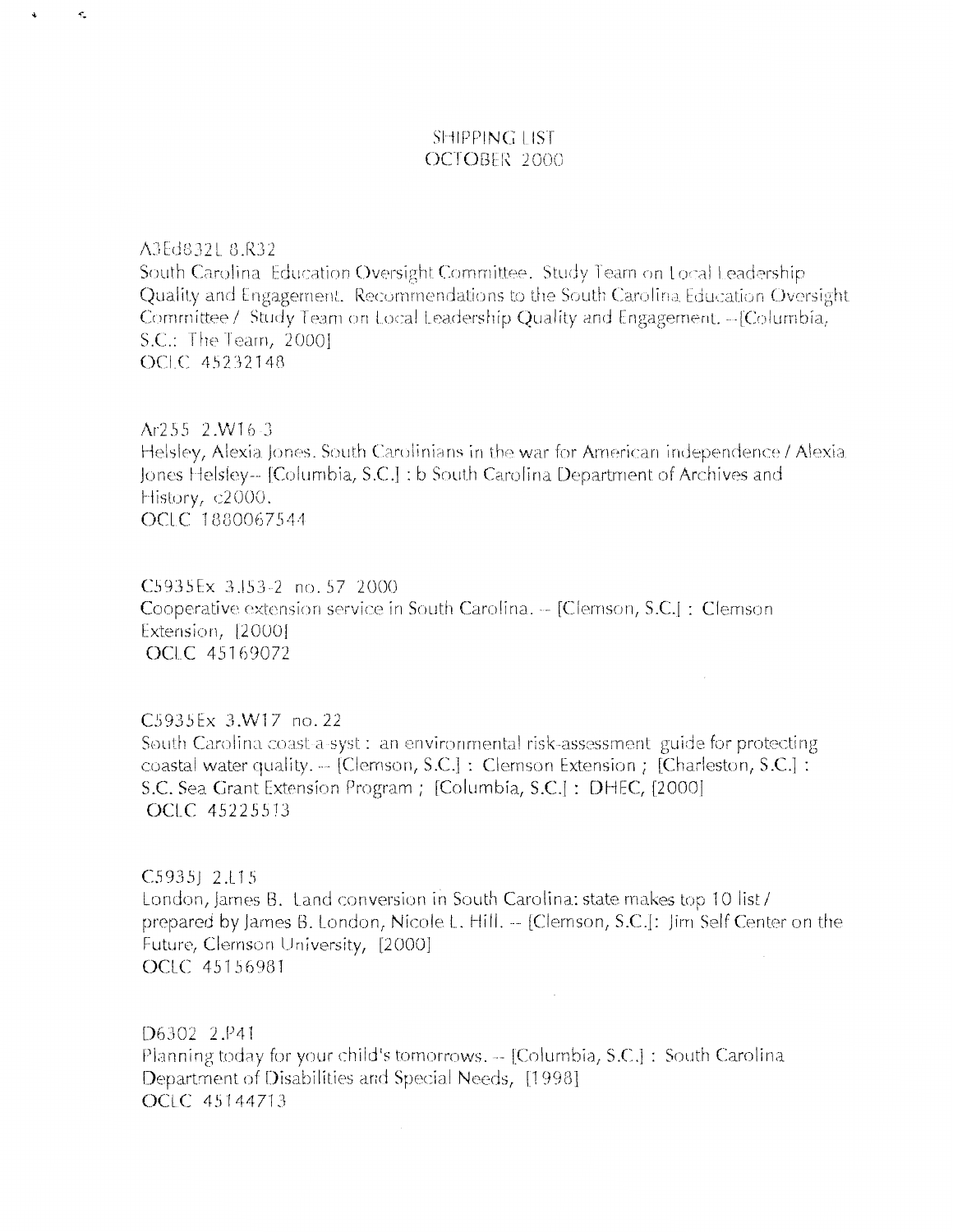SHIPPING LIST
OCTOBER 2000

A3Ed832L 8.R32
South Carolina Education Oversight Committee. Study Team on Local Leadership Quality and Engagement. Recommendations to the South Carolina Education Oversight Committee / Study Team on Local Leadership Quality and Engagement. --[Columbia, S.C.: The Team, 2000]
OCLC 45232148

Ar255 2.W16-3
Helsley, Alexia Jones. South Carolinians in the war for American independence / Alexia Jones Helsley-- [Columbia, S.C.] : b South Carolina Department of Archives and History, c2000.
OCLC 1880067544

C5935Ex 3.I53-2 no. 57 2000
Cooperative extension service in South Carolina. -- [Clemson, S.C.] : Clemson Extension, [2000]
OCLC 45169072

C5935Ex 3.W17 no. 22
South Carolina coast-a-syst : an environmental risk-assessment guide for protecting coastal water quality. -- [Clemson, S.C.] : Clemson Extension ; [Charleston, S.C.] : S.C. Sea Grant Extension Program ; [Columbia, S.C.] : DHEC, [2000]
OCLC 45225513

C5935J 2.L15
London, James B. Land conversion in South Carolina: state makes top 10 list / prepared by James B. London, Nicole L. Hill. -- [Clemson, S.C.]: Jim Self Center on the Future, Clemson University, [2000]
OCLC 45156981

D6302 2.P41
Planning today for your child's tomorrows. -- [Columbia, S.C.] : South Carolina Department of Disabilities and Special Needs, [1998]
OCLC 45144713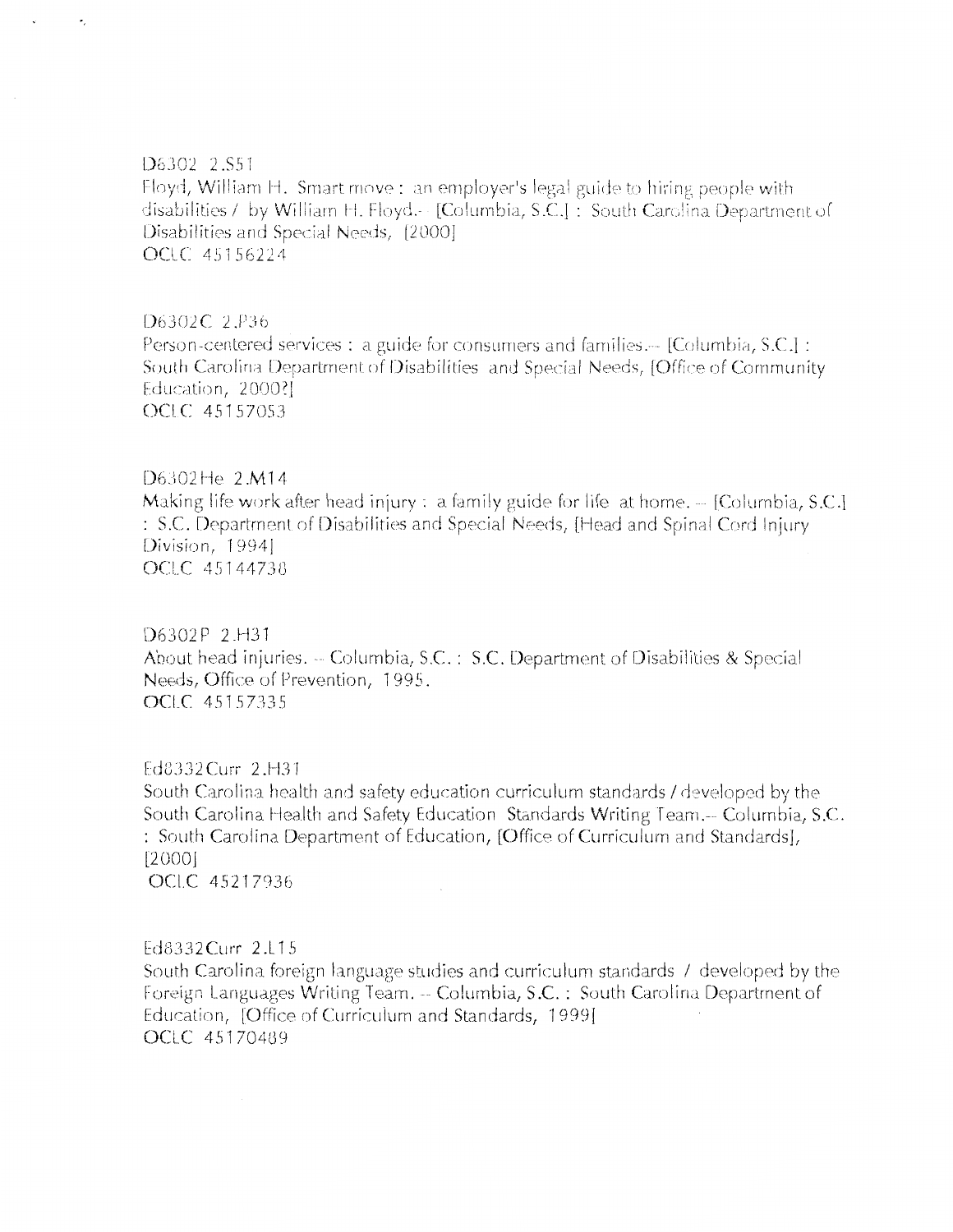D6302 2.S51
Floyd, William H. Smart move : an employer's legal guide to hiring people with disabilities / by William H. Floyd.-- [Columbia, S.C.] : South Carolina Department of Disabilities and Special Needs, [2000]
OCLC 45156224

D6302C 2.P36
Person-centered services : a guide for consumers and families.-- [Columbia, S.C.] : South Carolina Department of Disabilities and Special Needs, [Office of Community Education, 2000?]
OCLC 45157053

D6302He 2.M14
Making life work after head injury : a family guide for life at home. -- [Columbia, S.C.] : S.C. Department of Disabilities and Special Needs, [Head and Spinal Cord Injury Division, 1994]
OCLC 45144738

D6302P 2.H31
About head injuries. -- Columbia, S.C. : S.C. Department of Disabilities & Special Needs, Office of Prevention, 1995.
OCLC 45157335

Ed8332Curr 2.H31
South Carolina health and safety education curriculum standards / developed by the South Carolina Health and Safety Education Standards Writing Team.-- Columbia, S.C. : South Carolina Department of Education, [Office of Curriculum and Standards], [2000]
OCLC 45217936

Ed8332Curr 2.L15
South Carolina foreign language studies and curriculum standards / developed by the Foreign Languages Writing Team. -- Columbia, S.C. : South Carolina Department of Education, [Office of Curriculum and Standards, 1999]
OCLC 45170489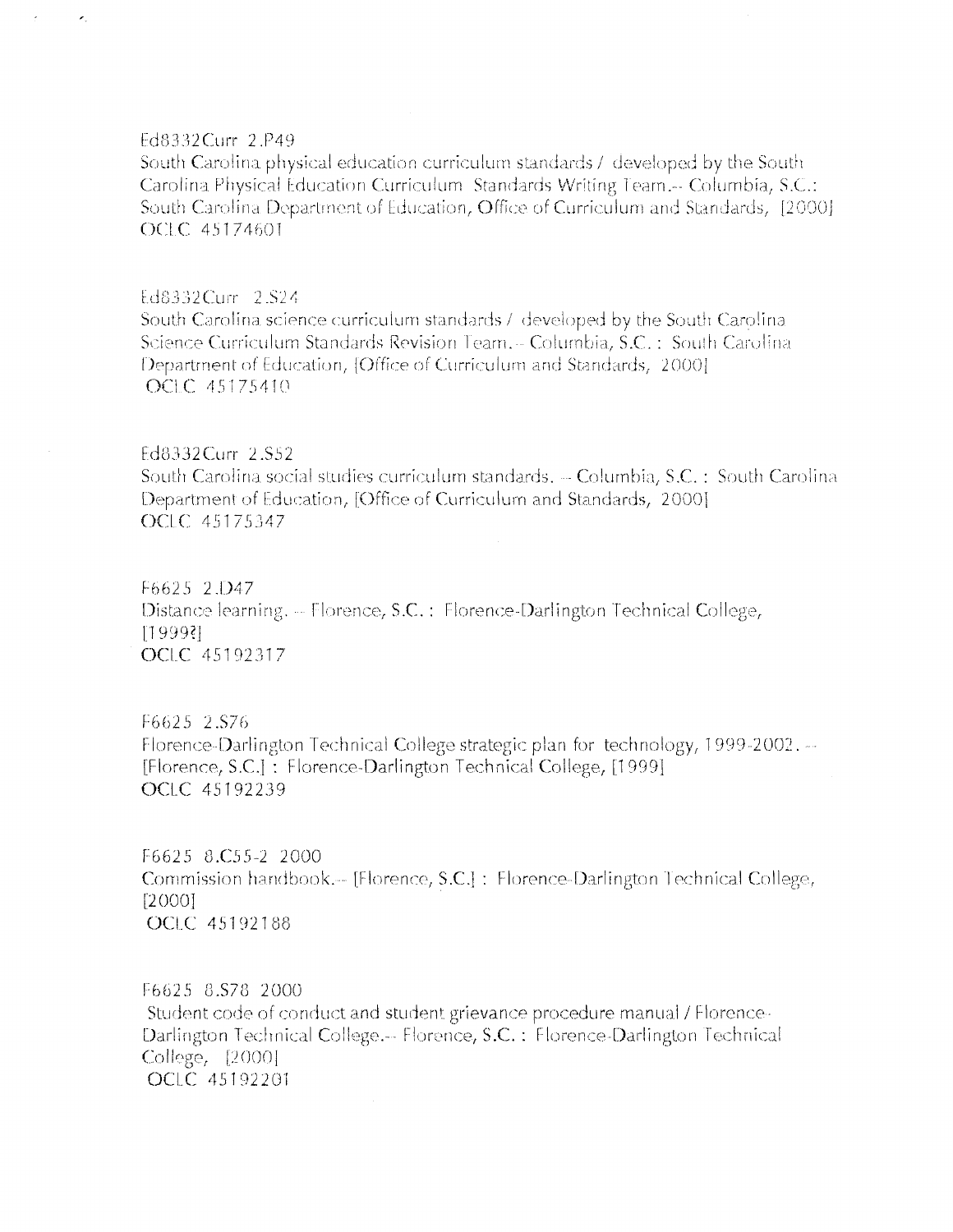Ed8332Curr 2.P49
South Carolina physical education curriculum standards / developed by the South Carolina Physical Education Curriculum Standards Writing Team.-- Columbia, S.C.: South Carolina Department of Education, Office of Curriculum and Standards, [2000]
OCLC 45174601

Ed8332Curr 2.S24
South Carolina science curriculum standards / developed by the South Carolina Science Curriculum Standards Revision Team.-- Columbia, S.C. : South Carolina Department of Education, [Office of Curriculum and Standards, 2000]
OCLC 45175410

Ed8332Curr 2.S52
South Carolina social studies curriculum standards. -- Columbia, S.C. : South Carolina Department of Education, [Office of Curriculum and Standards, 2000]
OCLC 45175347

F6625 2.D47
Distance learning. -- Florence, S.C. : Florence-Darlington Technical College, [1999?]
OCLC 45192317

F6625 2.S76
Florence-Darlington Technical College strategic plan for technology, 1999-2002. -- [Florence, S.C.] : Florence-Darlington Technical College, [1999]
OCLC 45192239

F6625 8.C55-2 2000
Commission handbook.-- [Florence, S.C.] : Florence-Darlington Technical College, [2000]
OCLC 45192188

F6625 8.S78 2000
Student code of conduct and student grievance procedure manual / Florence-Darlington Technical College.-- Florence, S.C. : Florence-Darlington Technical College, [2000]
OCLC 45192201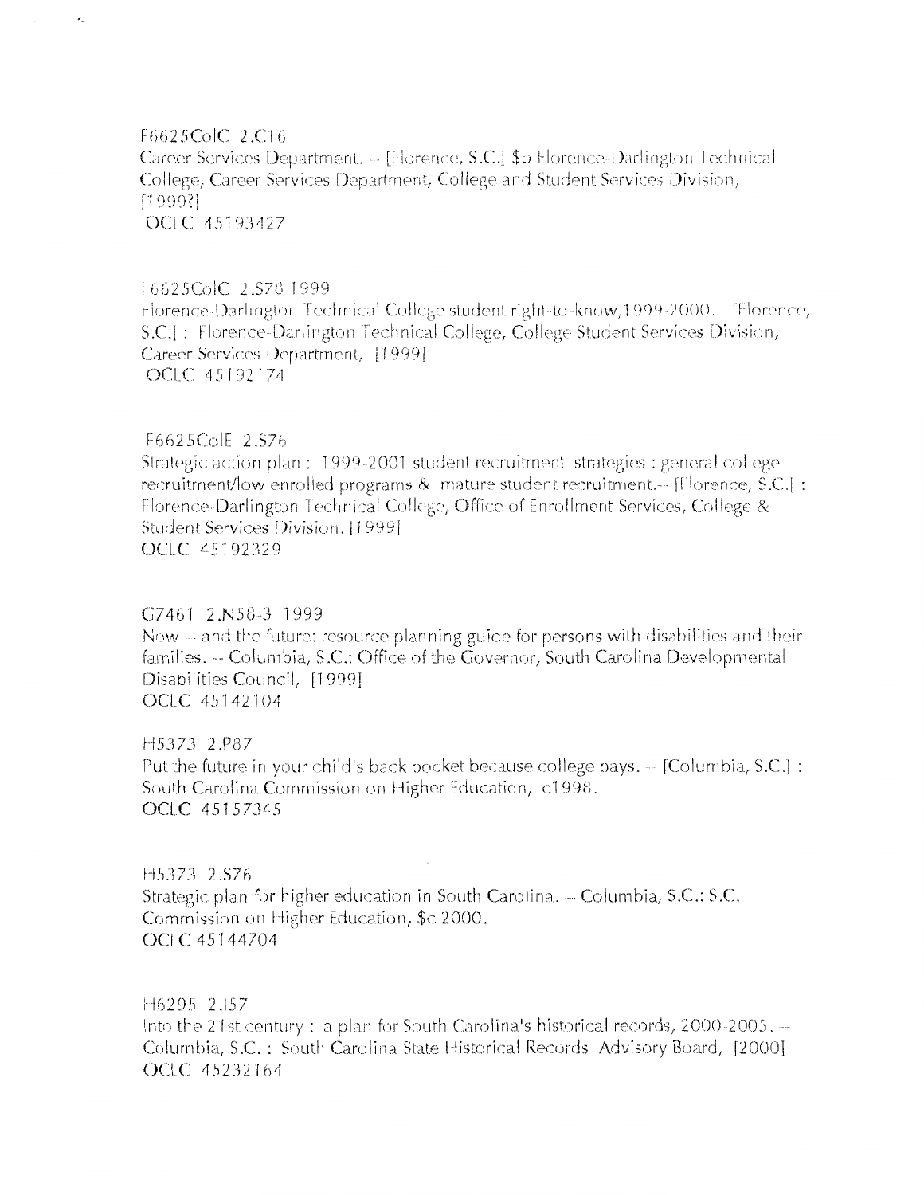F6625ColC 2.C16
Career Services Department. -- [Florence, S.C.] $b Florence-Darlington Technical College, Career Services Department, College and Student Services Division, [1999?]
OCLC 45193427

F6625ColC 2.S78 1999
Florence-Darlington Technical College student right-to-know,1999-2000. --[Florence, S.C.] : Florence-Darlington Technical College, College Student Services Division, Career Services Department, [1999]
OCLC 45192174

F6625ColE 2.S76
Strategic action plan : 1999-2001 student recruitment strategies : general college recruitment/low enrolled programs & mature student recruitment.-- [Florence, S.C.] : Florence-Darlington Technical College, Office of Enrollment Services, College & Student Services Division. [1999]
OCLC 45192329

G7461 2.N58-3 1999
Now -- and the future: resource planning guide for persons with disabilities and their families. -- Columbia, S.C.: Office of the Governor, South Carolina Developmental Disabilities Council, [1999]
OCLC 45142104

H5373 2.P87
Put the future in your child's back pocket because college pays. -- [Columbia, S.C.] : South Carolina Commission on Higher Education, c1998.
OCLC 45157345

H5373 2.S76
Strategic plan for higher education in South Carolina. -- Columbia, S.C.: S.C. Commission on Higher Education, $c 2000.
OCLC 45144704

H6295 2.I57
Into the 21st century : a plan for South Carolina's historical records, 2000-2005. -- Columbia, S.C. : South Carolina State Historical Records Advisory Board, [2000]
OCLC 45232164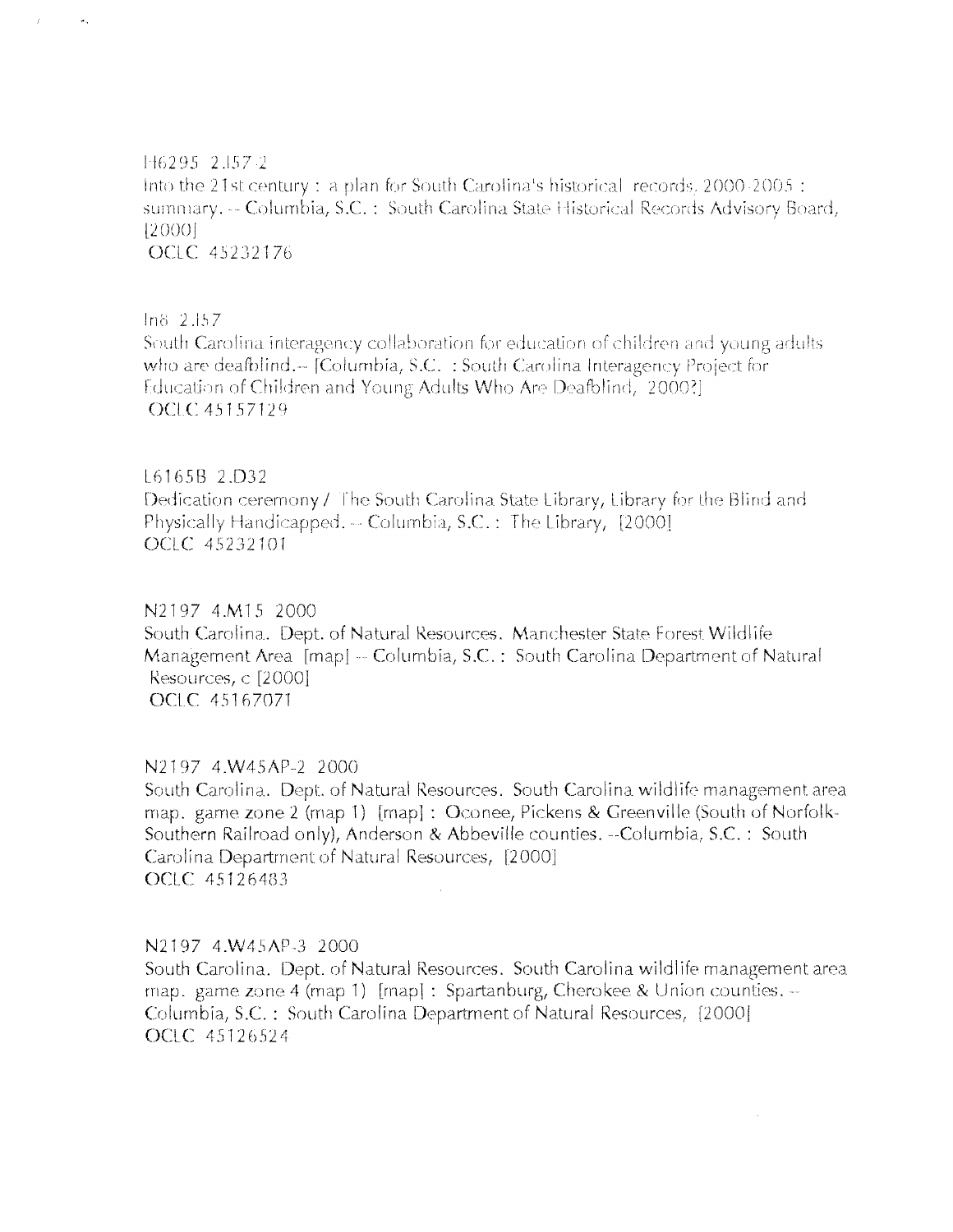H6295 2.I57-2
Into the 21st century : a plan for South Carolina's historical records, 2000-2005 : summary. -- Columbia, S.C. : South Carolina State Historical Records Advisory Board, [2000]
OCLC 45232176

In8 2.I57
South Carolina interagency collaboration for education of children and young adults who are deafblind.-- [Columbia, S.C. : South Carolina Interagency Project for Education of Children and Young Adults Who Are Deafblind, 2000?]
OCLC 45157129

L6165B 2.D32
Dedication ceremony / The South Carolina State Library, Library for the Blind and Physically Handicapped. -- Columbia, S.C. : The Library, [2000]
OCLC 45232101

N2197 4.M15 2000
South Carolina. Dept. of Natural Resources. Manchester State Forest Wildlife Management Area [map] -- Columbia, S.C. : South Carolina Department of Natural Resources, c [2000]
OCLC 45167071

N2197 4.W45AP-2 2000
South Carolina. Dept. of Natural Resources. South Carolina wildlife management area map. game zone 2 (map 1) [map] : Oconee, Pickens & Greenville (South of Norfolk-Southern Railroad only), Anderson & Abbeville counties. --Columbia, S.C. : South Carolina Department of Natural Resources, [2000]
OCLC 45126483

N2197 4.W45AP-3 2000
South Carolina. Dept. of Natural Resources. South Carolina wildlife management area map. game zone 4 (map 1) [map] : Spartanburg, Cherokee & Union counties. -- Columbia, S.C. : South Carolina Department of Natural Resources, [2000]
OCLC 45126524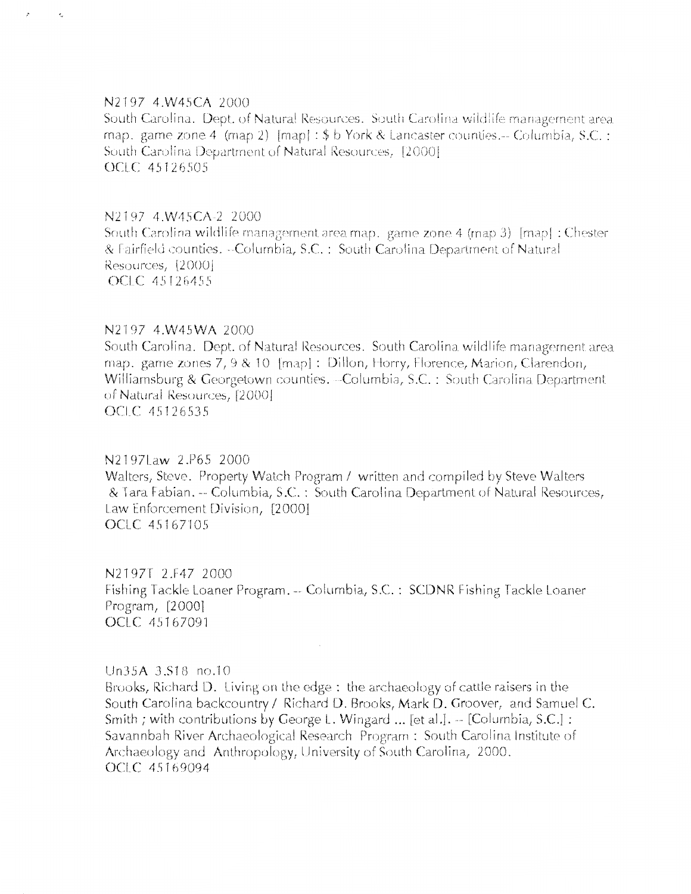N2197 4.W45CA 2000
South Carolina. Dept. of Natural Resources. South Carolina wildlife management area map. game zone 4 (map 2) [map] : $ b York & Lancaster counties.-- Columbia, S.C. : South Carolina Department of Natural Resources, [2000]
OCLC 45126505

N2197 4.W45CA-2 2000
South Carolina wildlife management area map. game zone 4 (map 3) [map] : Chester & Fairfield counties. --Columbia, S.C. : South Carolina Department of Natural Resources, [2000]
OCLC 45126455

N2197 4.W45WA 2000
South Carolina. Dept. of Natural Resources. South Carolina wildlife management area map. game zones 7, 9 & 10 [map] : Dillon, Horry, Florence, Marion, Clarendon, Williamsburg & Georgetown counties. --Columbia, S.C. : South Carolina Department of Natural Resources, [2000]
OCLC 45126535

N2197Law 2.P65 2000
Walters, Steve. Property Watch Program / written and compiled by Steve Walters & Tara Fabian. -- Columbia, S.C. : South Carolina Department of Natural Resources, Law Enforcement Division, [2000]
OCLC 45167105

N2197F 2.F47 2000
Fishing Tackle Loaner Program. -- Columbia, S.C. : SCDNR Fishing Tackle Loaner Program, [2000]
OCLC 45167091

Un35A 3.S18 no.10
Brooks, Richard D. Living on the edge : the archaeology of cattle raisers in the South Carolina backcountry / Richard D. Brooks, Mark D. Groover, and Samuel C. Smith ; with contributions by George L. Wingard ... [et al.]. -- [Columbia, S.C.] : Savannbah River Archaeological Research Program : South Carolina Institute of Archaeology and Anthropology, University of South Carolina, 2000.
OCLC 45169094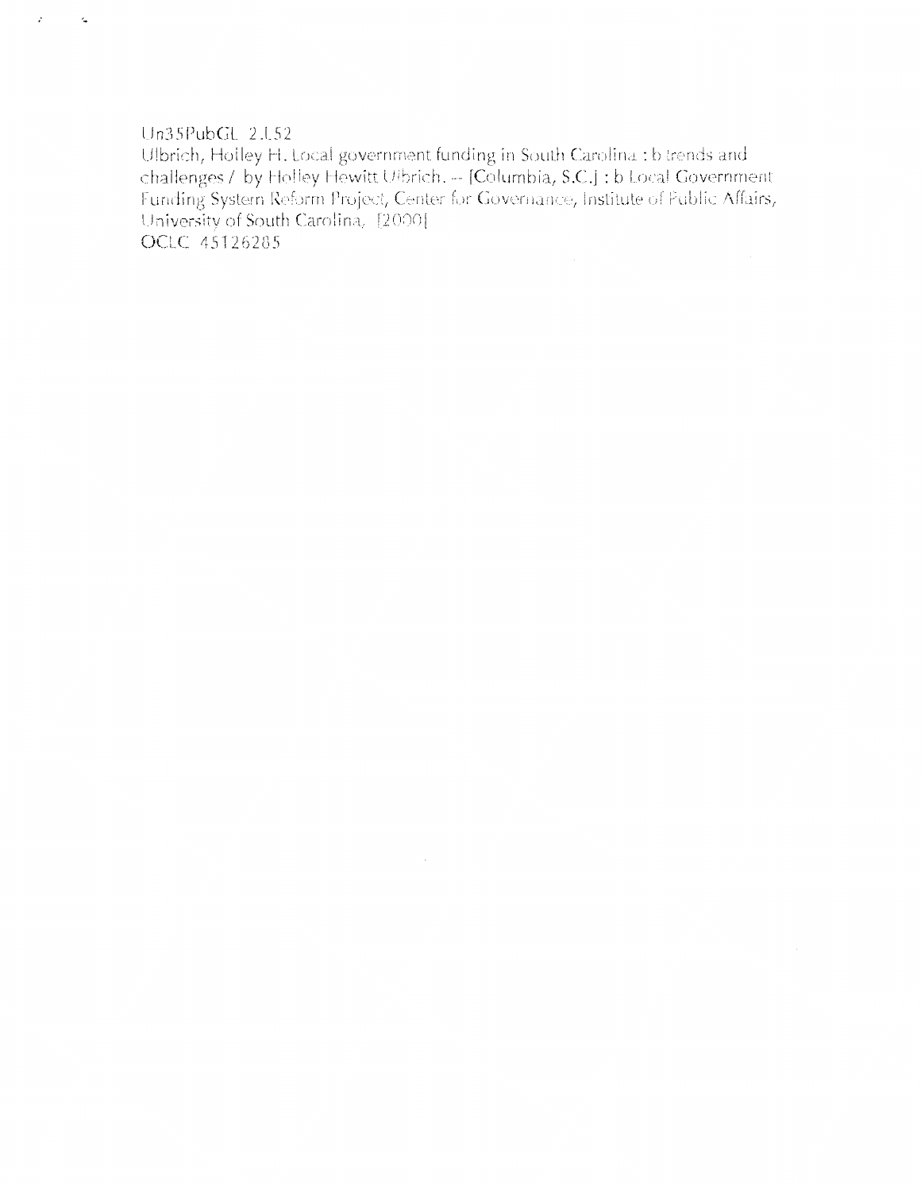Un35PubGL 2.L52
Ulbrich, Holley H. Local government funding in South Carolina : b trends and challenges / by Holley Hewitt Ulbrich. -- [Columbia, S.C.] : b Local Government Funding System Reform Project, Center for Governance, Institute of Public Affairs, University of South Carolina, [2000]
OCLC 45126285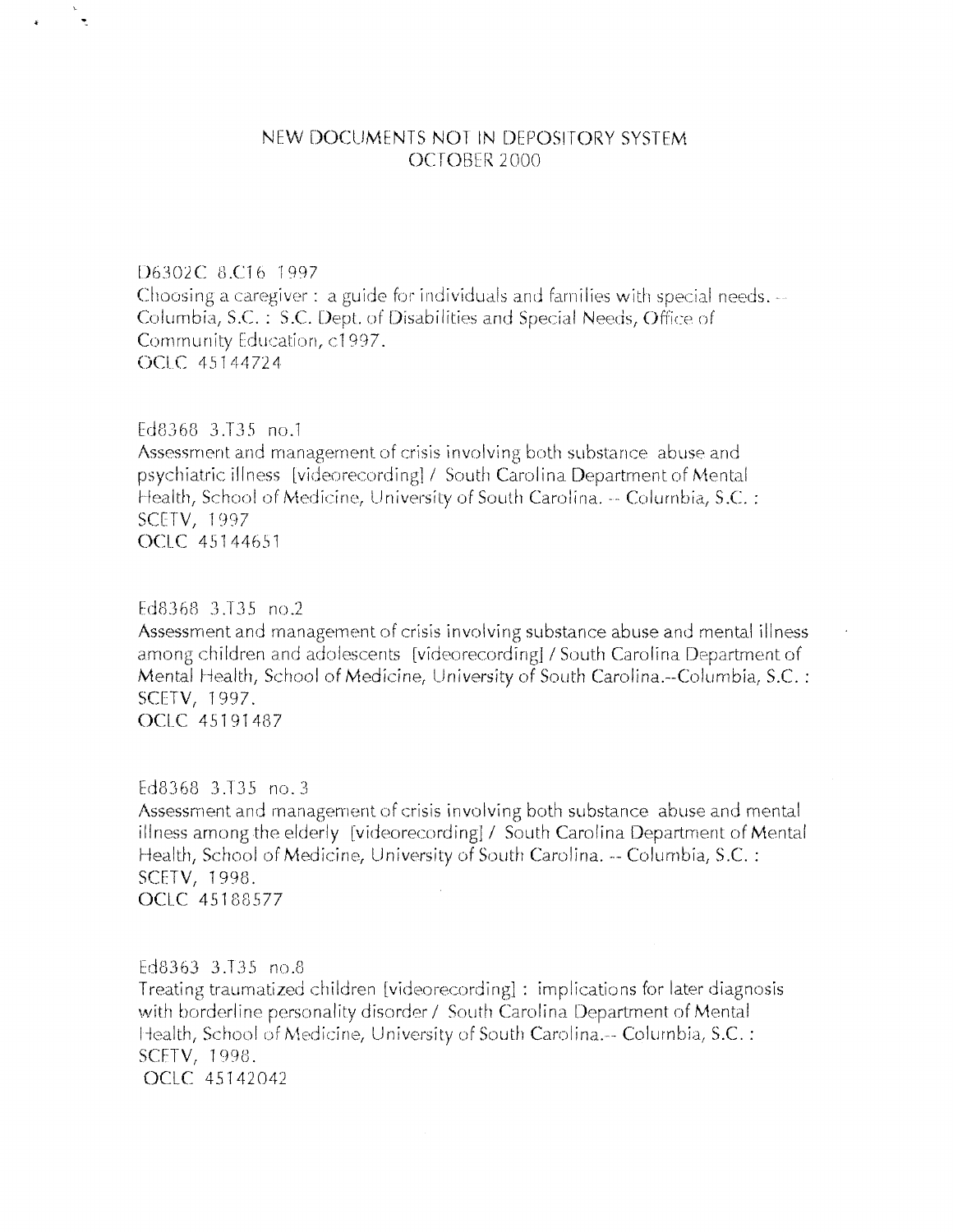# NEW DOCUMENTS NOT IN DEPOSITORY SYSTEM
# OCTOBER 2000

D6302C 8.C16 1997
Choosing a caregiver : a guide for individuals and families with special needs. -- Columbia, S.C. : S.C. Dept. of Disabilities and Special Needs, Office of Community Education, c1997.
OCLC 45144724

Ed8368 3.T35 no.1
Assessment and management of crisis involving both substance abuse and psychiatric illness [videorecording] / South Carolina Department of Mental Health, School of Medicine, University of South Carolina. -- Columbia, S.C. : SCETV, 1997
OCLC 45144651

Ed8368 3.T35 no.2
Assessment and management of crisis involving substance abuse and mental illness among children and adolescents [videorecording] / South Carolina Department of Mental Health, School of Medicine, University of South Carolina.--Columbia, S.C. : SCETV, 1997.
OCLC 45191487

Ed8368 3.T35 no. 3
Assessment and management of crisis involving both substance abuse and mental illness among the elderly [videorecording] / South Carolina Department of Mental Health, School of Medicine, University of South Carolina. -- Columbia, S.C. : SCETV, 1998.
OCLC 45188577

Ed8363 3.T35 no.8
Treating traumatized children [videorecording] : implications for later diagnosis with borderline personality disorder / South Carolina Department of Mental Health, School of Medicine, University of South Carolina.-- Columbia, S.C. : SCETV, 1998.
OCLC 45142042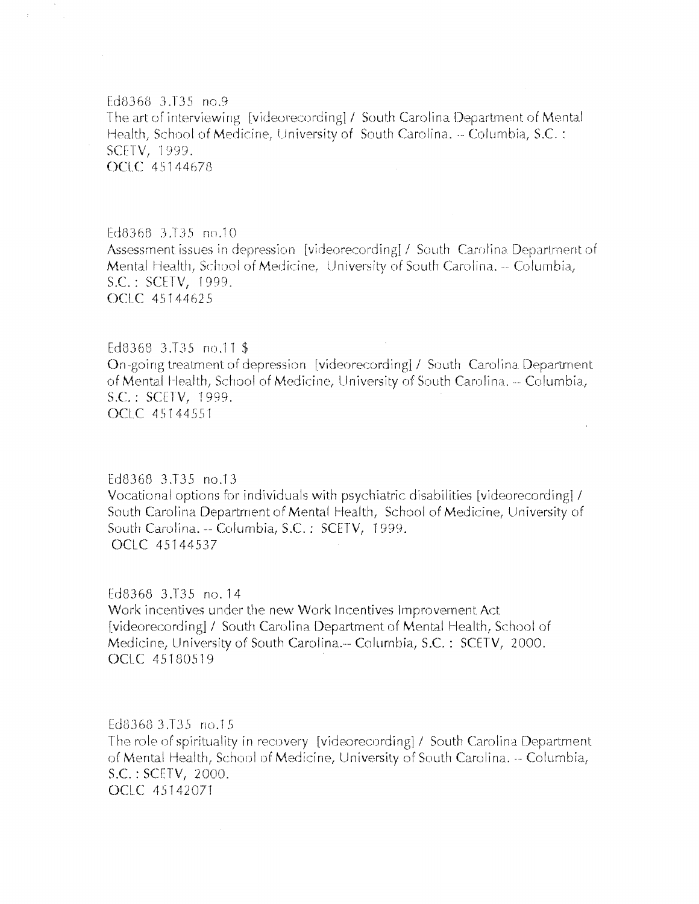Ed8368 3.T35 no.9
The art of interviewing [videorecording] / South Carolina Department of Mental Health, School of Medicine, University of South Carolina. -- Columbia, S.C. : SCETV, 1999.
OCLC 45144678

Ed8368 3.T35 no.10
Assessment issues in depression [videorecording] / South Carolina Department of Mental Health, School of Medicine, University of South Carolina. -- Columbia, S.C. : SCETV, 1999.
OCLC 45144625

Ed8368 3.T35 no.11 $
On-going treatment of depression [videorecording] / South Carolina Department of Mental Health, School of Medicine, University of South Carolina. -- Columbia, S.C. : SCETV, 1999.
OCLC 45144551

Ed8368 3.T35 no.13
Vocational options for individuals with psychiatric disabilities [videorecording] / South Carolina Department of Mental Health, School of Medicine, University of South Carolina. -- Columbia, S.C. : SCETV, 1999.
OCLC 45144537

Ed8368 3.T35 no. 14
Work incentives under the new Work Incentives Improvement Act [videorecording] / South Carolina Department of Mental Health, School of Medicine, University of South Carolina.-- Columbia, S.C. : SCETV, 2000.
OCLC 45180519

Ed8368 3.T35 no.15
The role of spirituality in recovery [videorecording] / South Carolina Department of Mental Health, School of Medicine, University of South Carolina. -- Columbia, S.C. : SCETV, 2000.
OCLC 45142071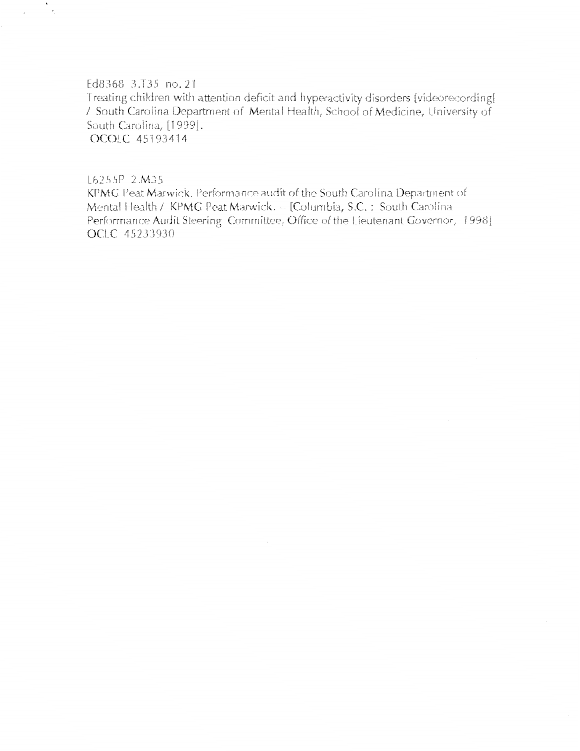Ed8368 3.T35 no. 21
Treating children with attention deficit and hyperactivity disorders [videorecording] / South Carolina Department of Mental Health, School of Medicine, University of South Carolina, [1999].
OCOLC 45193414

L6255P 2.M35
KPMG Peat Marwick. Performance audit of the South Carolina Department of Mental Health / KPMG Peat Marwick. -- [Columbia, S.C. : South Carolina Performance Audit Steering Committee, Office of the Lieutenant Governor, 1998]
OCLC 45233930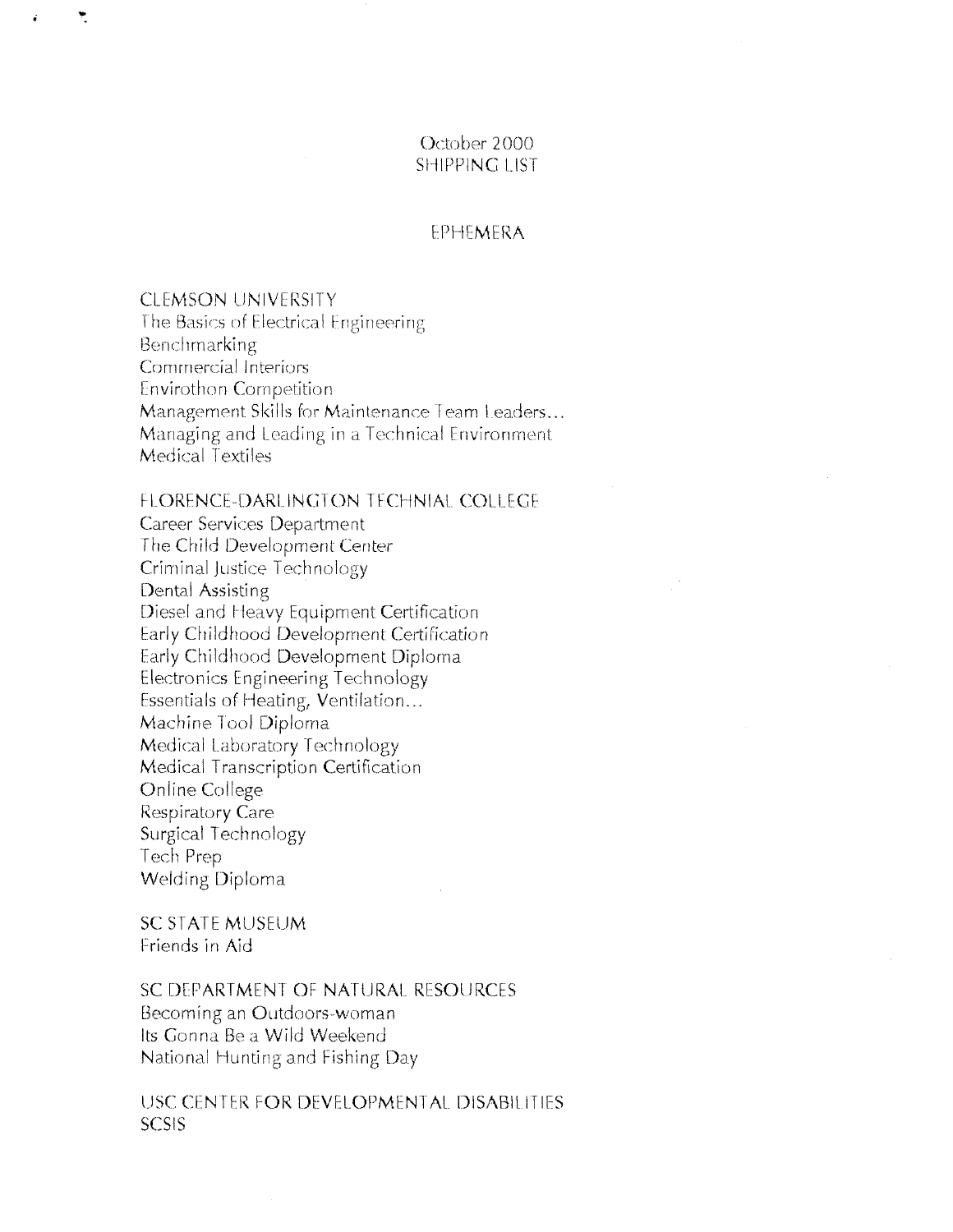October 2000
SHIPPING LIST

EPHEMERA

CLEMSON UNIVERSITY
The Basics of Electrical Engineering
Benchmarking
Commercial Interiors
Envirothon Competition
Management Skills for Maintenance Team Leaders...
Managing and Leading in a Technical Environment
Medical Textiles

FLORENCE-DARLINGTON TECHNIAL COLLEGE
Career Services Department
The Child Development Center
Criminal Justice Technology
Dental Assisting
Diesel and Heavy Equipment Certification
Early Childhood Development Certification
Early Childhood Development Diploma
Electronics Engineering Technology
Essentials of Heating, Ventilation...
Machine Tool Diploma
Medical Laboratory Technology
Medical Transcription Certification
Online College
Respiratory Care
Surgical Technology
Tech Prep
Welding Diploma

SC STATE MUSEUM
Friends in Aid

SC DEPARTMENT OF NATURAL RESOURCES
Becoming an Outdoors-woman
Its Gonna Be a Wild Weekend
National Hunting and Fishing Day

USC CENTER FOR DEVELOPMENTAL DISABILITIES
SCSIS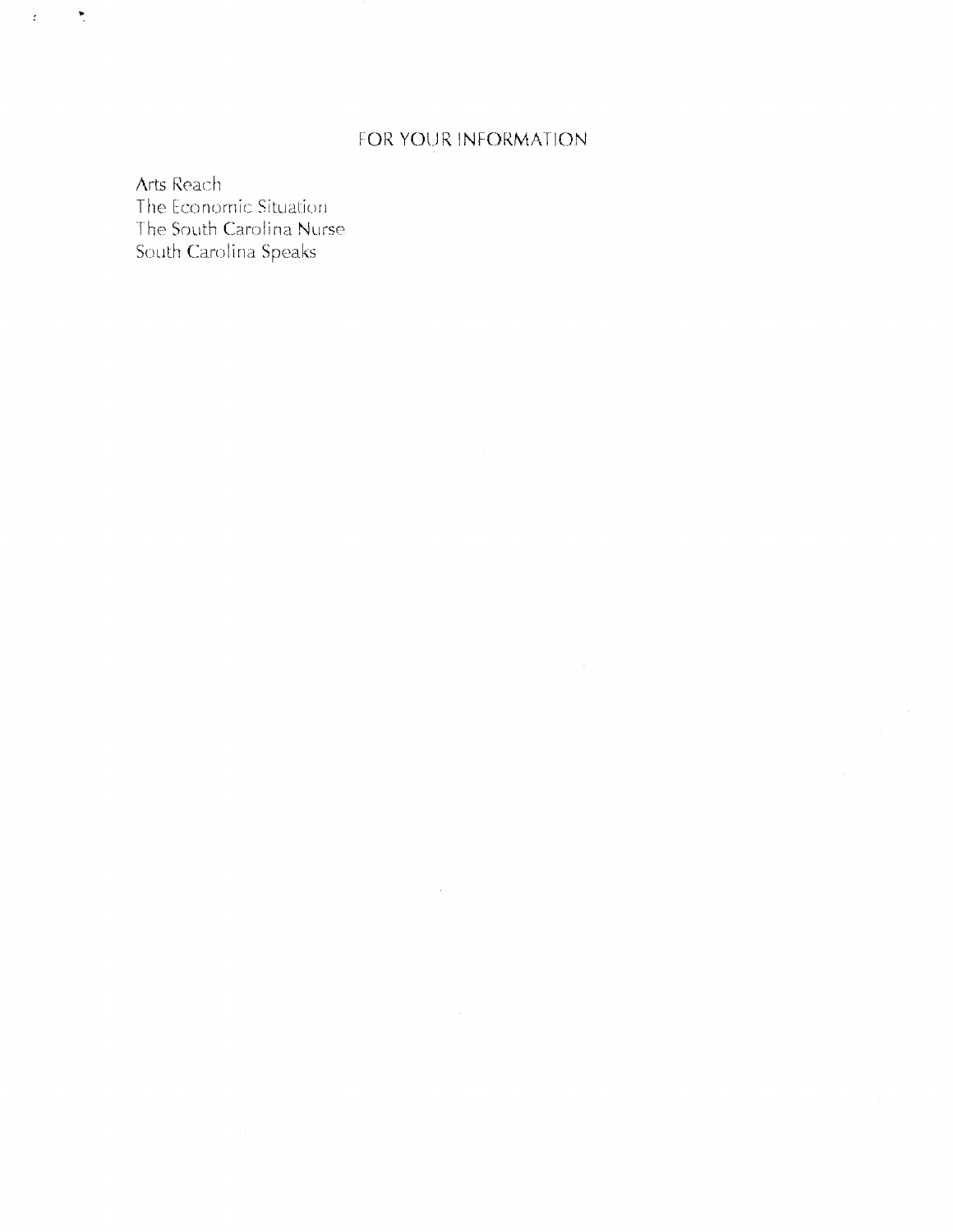# FOR YOUR INFORMATION

Arts Reach
The Economic Situation
The South Carolina Nurse
South Carolina Speaks